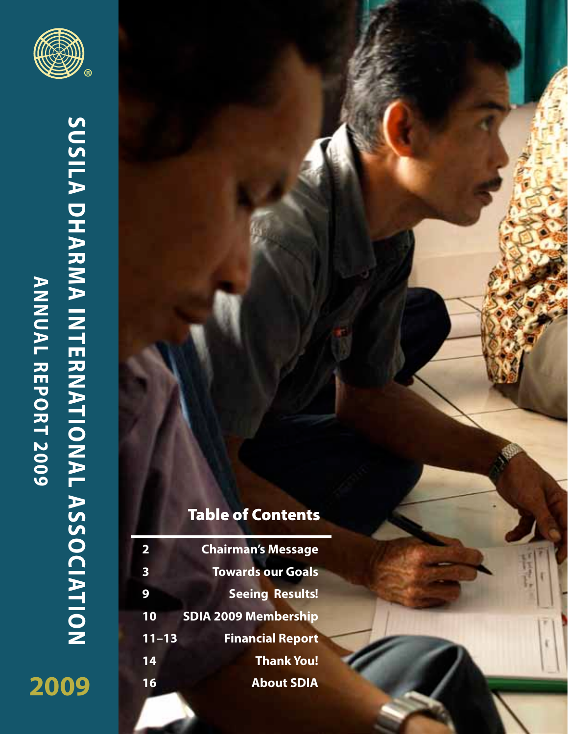# SUSILA DHARMA INTERNATIONAL ASSOCIATION

## ANNUAL REPORT 2009

**2009**

## Table of Contents

| | |
|---|---|
| 2 | Chairman's Message |
| 3 | Towards our Goals |
| 9 | Seeing Results! |
| 10 | SDIA 2009 Membership |
| 11–13 | Financial Report |
| 14 | Thank You! |
| 16 | About SDIA |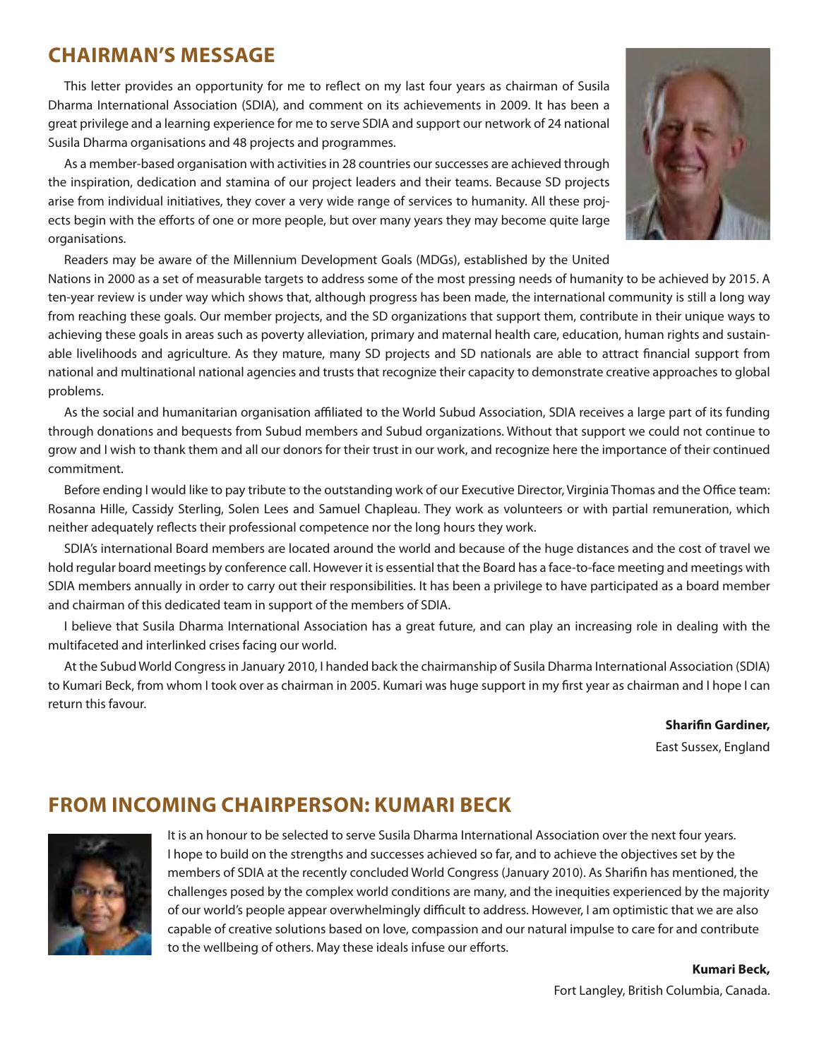## CHAIRMAN'S MESSAGE

This letter provides an opportunity for me to reflect on my last four years as chairman of Susila Dharma International Association (SDIA), and comment on its achievements in 2009. It has been a great privilege and a learning experience for me to serve SDIA and support our network of 24 national Susila Dharma organisations and 48 projects and programmes.

As a member-based organisation with activities in 28 countries our successes are achieved through the inspiration, dedication and stamina of our project leaders and their teams. Because SD projects arise from individual initiatives, they cover a very wide range of services to humanity. All these projects begin with the efforts of one or more people, but over many years they may become quite large organisations.

Readers may be aware of the Millennium Development Goals (MDGs), established by the United Nations in 2000 as a set of measurable targets to address some of the most pressing needs of humanity to be achieved by 2015. A ten-year review is under way which shows that, although progress has been made, the international community is still a long way from reaching these goals. Our member projects, and the SD organizations that support them, contribute in their unique ways to achieving these goals in areas such as poverty alleviation, primary and maternal health care, education, human rights and sustainable livelihoods and agriculture. As they mature, many SD projects and SD nationals are able to attract financial support from national and multinational national agencies and trusts that recognize their capacity to demonstrate creative approaches to global problems.

As the social and humanitarian organisation affiliated to the World Subud Association, SDIA receives a large part of its funding through donations and bequests from Subud members and Subud organizations. Without that support we could not continue to grow and I wish to thank them and all our donors for their trust in our work, and recognize here the importance of their continued commitment.

Before ending I would like to pay tribute to the outstanding work of our Executive Director, Virginia Thomas and the Office team: Rosanna Hille, Cassidy Sterling, Solen Lees and Samuel Chapleau. They work as volunteers or with partial remuneration, which neither adequately reflects their professional competence nor the long hours they work.

SDIA's international Board members are located around the world and because of the huge distances and the cost of travel we hold regular board meetings by conference call. However it is essential that the Board has a face-to-face meeting and meetings with SDIA members annually in order to carry out their responsibilities. It has been a privilege to have participated as a board member and chairman of this dedicated team in support of the members of SDIA.

I believe that Susila Dharma International Association has a great future, and can play an increasing role in dealing with the multifaceted and interlinked crises facing our world.

At the Subud World Congress in January 2010, I handed back the chairmanship of Susila Dharma International Association (SDIA) to Kumari Beck, from whom I took over as chairman in 2005. Kumari was huge support in my first year as chairman and I hope I can return this favour.

**Sharifin Gardiner,**
East Sussex, England

## FROM INCOMING CHAIRPERSON: KUMARI BECK

It is an honour to be selected to serve Susila Dharma International Association over the next four years. I hope to build on the strengths and successes achieved so far, and to achieve the objectives set by the members of SDIA at the recently concluded World Congress (January 2010). As Sharifin has mentioned, the challenges posed by the complex world conditions are many, and the inequities experienced by the majority of our world's people appear overwhelmingly difficult to address. However, I am optimistic that we are also capable of creative solutions based on love, compassion and our natural impulse to care for and contribute to the wellbeing of others. May these ideals infuse our efforts.

**Kumari Beck,**
Fort Langley, British Columbia, Canada.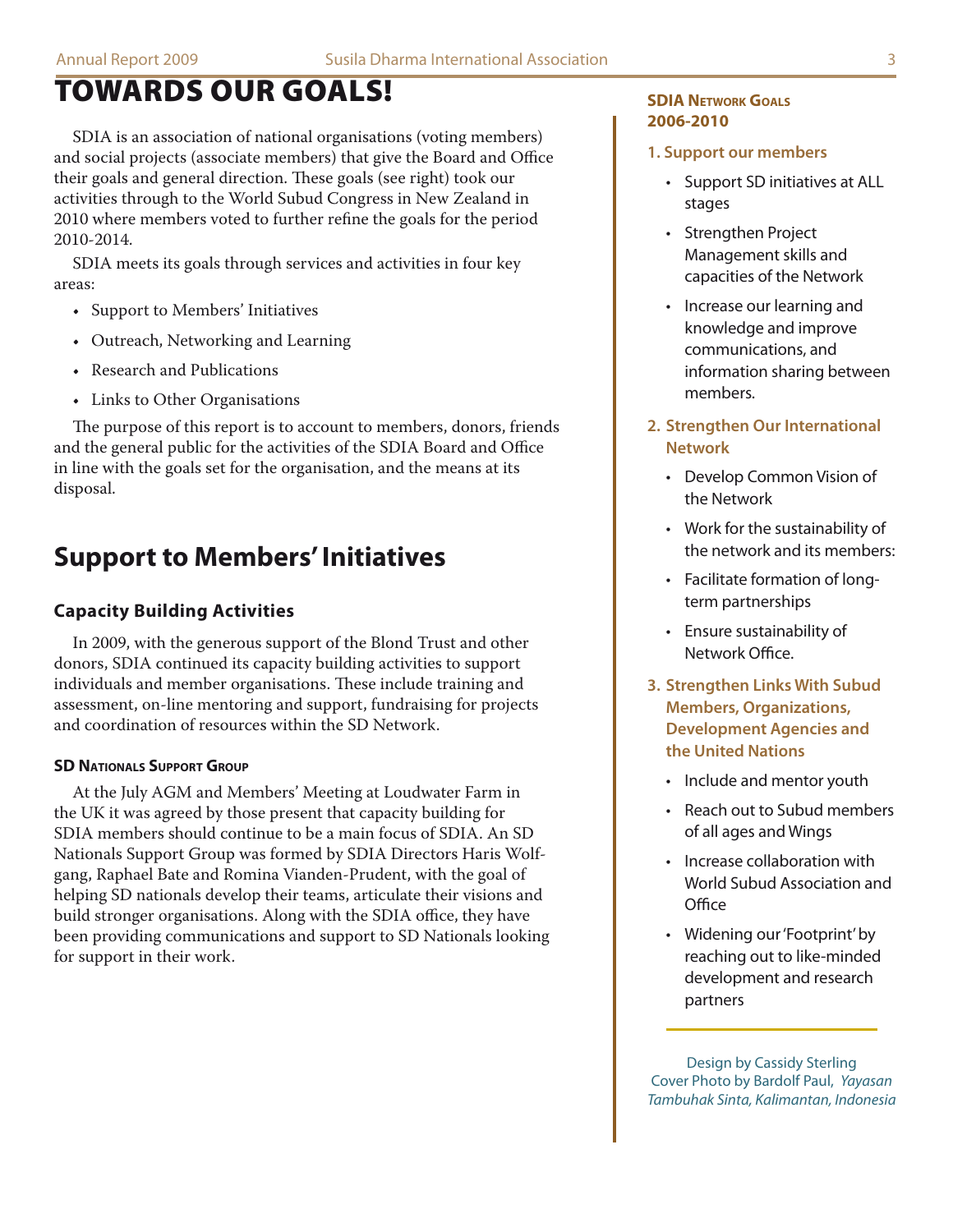# TOWARDS OUR GOALS!

SDIA is an association of national organisations (voting members) and social projects (associate members) that give the Board and Office their goals and general direction. These goals (see right) took our activities through to the World Subud Congress in New Zealand in 2010 where members voted to further refine the goals for the period 2010-2014.

SDIA meets its goals through services and activities in four key areas:

- Support to Members' Initiatives
- Outreach, Networking and Learning
- Research and Publications
- Links to Other Organisations

The purpose of this report is to account to members, donors, friends and the general public for the activities of the SDIA Board and Office in line with the goals set for the organisation, and the means at its disposal.

## Support to Members' Initiatives

### Capacity Building Activities

In 2009, with the generous support of the Blond Trust and other donors, SDIA continued its capacity building activities to support individuals and member organisations. These include training and assessment, on-line mentoring and support, fundraising for projects and coordination of resources within the SD Network.

#### SD Nationals Support Group

At the July AGM and Members' Meeting at Loudwater Farm in the UK it was agreed by those present that capacity building for SDIA members should continue to be a main focus of SDIA. An SD Nationals Support Group was formed by SDIA Directors Haris Wolfgang, Raphael Bate and Romina Vianden-Prudent, with the goal of helping SD nationals develop their teams, articulate their visions and build stronger organisations. Along with the SDIA office, they have been providing communications and support to SD Nationals looking for support in their work.

**SDIA Network Goals 2006-2010**

**1. Support our members**

- Support SD initiatives at ALL stages
- Strengthen Project Management skills and capacities of the Network
- Increase our learning and knowledge and improve communications, and information sharing between members.

**2. Strengthen Our International Network**

- Develop Common Vision of the Network
- Work for the sustainability of the network and its members:
- Facilitate formation of long-term partnerships
- Ensure sustainability of Network Office.

**3. Strengthen Links With Subud Members, Organizations, Development Agencies and the United Nations**

- Include and mentor youth
- Reach out to Subud members of all ages and Wings
- Increase collaboration with World Subud Association and Office
- Widening our 'Footprint' by reaching out to like-minded development and research partners

Design by Cassidy Sterling
Cover Photo by Bardolf Paul, *Yayasan Tambuhak Sinta, Kalimantan, Indonesia*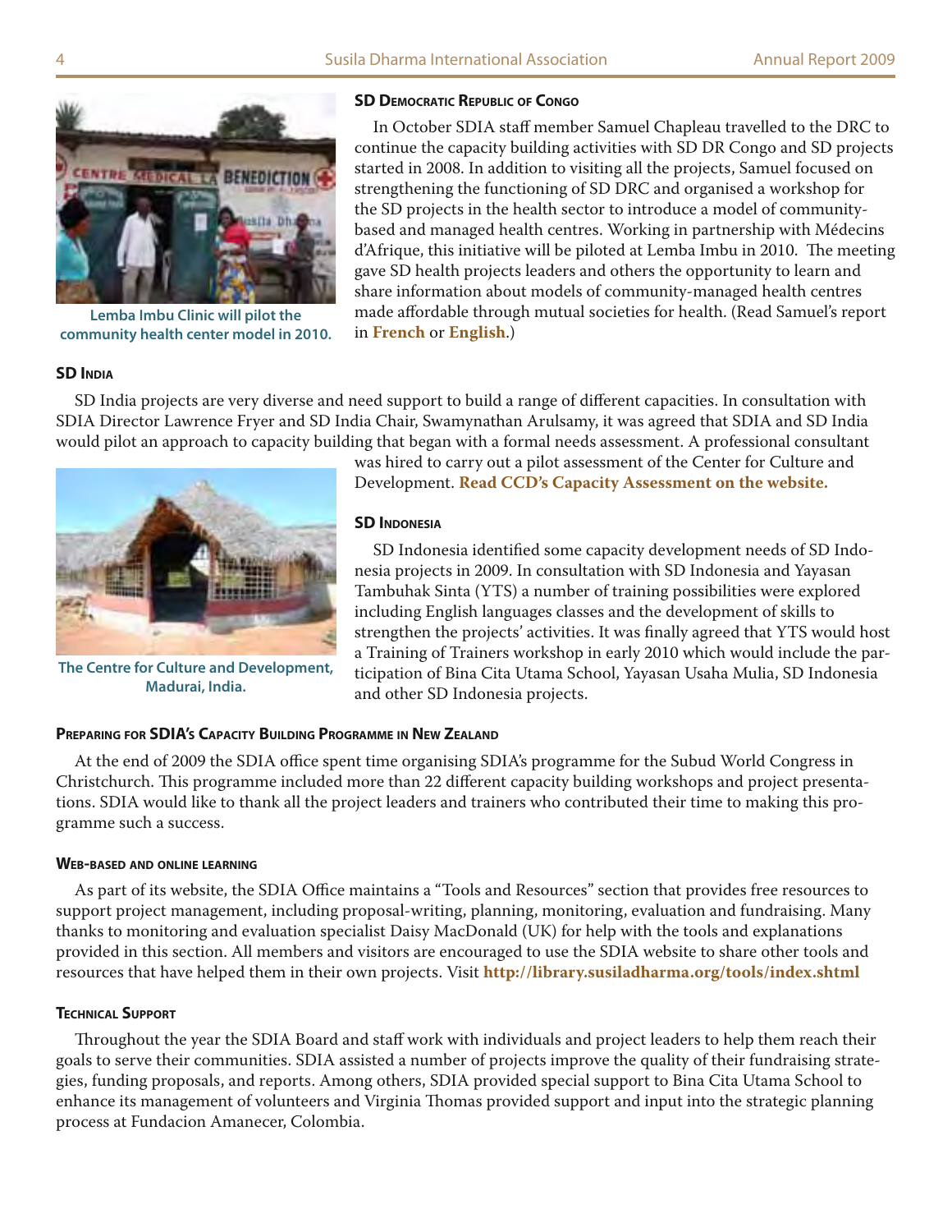## SD Democratic Republic of Congo

In October SDIA staff member Samuel Chapleau travelled to the DRC to continue the capacity building activities with SD DR Congo and SD projects started in 2008. In addition to visiting all the projects, Samuel focused on strengthening the functioning of SD DRC and organised a workshop for the SD projects in the health sector to introduce a model of community-based and managed health centres. Working in partnership with Médecins d'Afrique, this initiative will be piloted at Lemba Imbu in 2010. The meeting gave SD health projects leaders and others the opportunity to learn and share information about models of community-managed health centres made affordable through mutual societies for health. (Read Samuel's report in **French** or **English**.)

Lemba Imbu Clinic will pilot the community health center model in 2010.

## SD India

SD India projects are very diverse and need support to build a range of different capacities. In consultation with SDIA Director Lawrence Fryer and SD India Chair, Swamynathan Arulsamy, it was agreed that SDIA and SD India would pilot an approach to capacity building that began with a formal needs assessment. A professional consultant was hired to carry out a pilot assessment of the Center for Culture and Development. **Read CCD's Capacity Assessment on the website.**

The Centre for Culture and Development, Madurai, India.

## SD Indonesia

SD Indonesia identified some capacity development needs of SD Indonesia projects in 2009. In consultation with SD Indonesia and Yayasan Tambuhak Sinta (YTS) a number of training possibilities were explored including English languages classes and the development of skills to strengthen the projects' activities. It was finally agreed that YTS would host a Training of Trainers workshop in early 2010 which would include the participation of Bina Cita Utama School, Yayasan Usaha Mulia, SD Indonesia and other SD Indonesia projects.

## Preparing for SDIA's Capacity Building Programme in New Zealand

At the end of 2009 the SDIA office spent time organising SDIA's programme for the Subud World Congress in Christchurch. This programme included more than 22 different capacity building workshops and project presentations. SDIA would like to thank all the project leaders and trainers who contributed their time to making this programme such a success.

## Web-based and online learning

As part of its website, the SDIA Office maintains a "Tools and Resources" section that provides free resources to support project management, including proposal-writing, planning, monitoring, evaluation and fundraising. Many thanks to monitoring and evaluation specialist Daisy MacDonald (UK) for help with the tools and explanations provided in this section. All members and visitors are encouraged to use the SDIA website to share other tools and resources that have helped them in their own projects. Visit **http://library.susiladharma.org/tools/index.shtml**

## Technical Support

Throughout the year the SDIA Board and staff work with individuals and project leaders to help them reach their goals to serve their communities. SDIA assisted a number of projects improve the quality of their fundraising strategies, funding proposals, and reports. Among others, SDIA provided special support to Bina Cita Utama School to enhance its management of volunteers and Virginia Thomas provided support and input into the strategic planning process at Fundacion Amanecer, Colombia.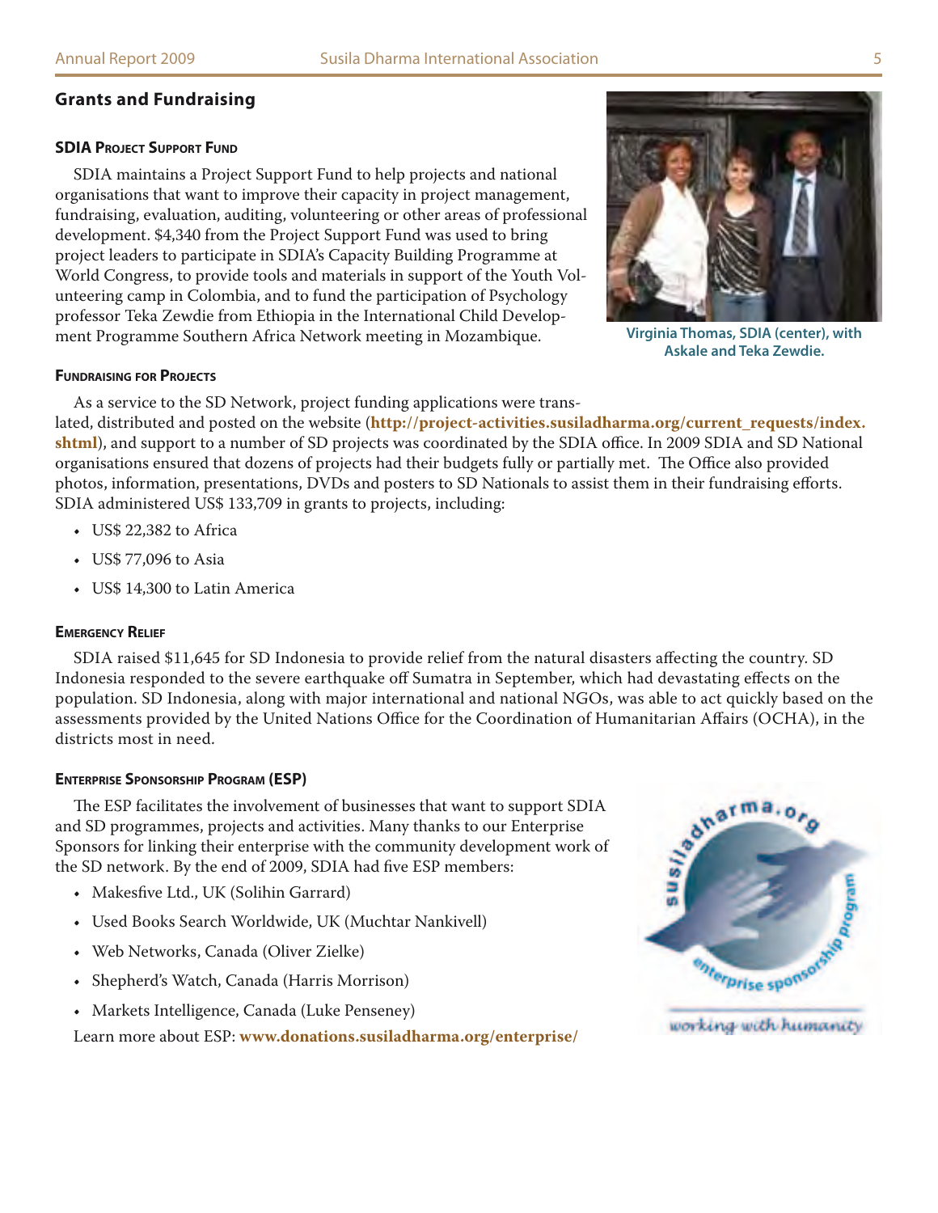## Grants and Fundraising

### SDIA Project Support Fund

SDIA maintains a Project Support Fund to help projects and national organisations that want to improve their capacity in project management, fundraising, evaluation, auditing, volunteering or other areas of professional development. $4,340 from the Project Support Fund was used to bring project leaders to participate in SDIA's Capacity Building Programme at World Congress, to provide tools and materials in support of the Youth Volunteering camp in Colombia, and to fund the participation of Psychology professor Teka Zewdie from Ethiopia in the International Child Development Programme Southern Africa Network meeting in Mozambique.

Virginia Thomas, SDIA (center), with Askale and Teka Zewdie.

### Fundraising for Projects

As a service to the SD Network, project funding applications were translated, distributed and posted on the website (**http://project-activities.susiladharma.org/current_requests/index.shtml**), and support to a number of SD projects was coordinated by the SDIA office. In 2009 SDIA and SD National organisations ensured that dozens of projects had their budgets fully or partially met. The Office also provided photos, information, presentations, DVDs and posters to SD Nationals to assist them in their fundraising efforts. SDIA administered US$ 133,709 in grants to projects, including:

- US$ 22,382 to Africa
- US$ 77,096 to Asia
- US$ 14,300 to Latin America

### Emergency Relief

SDIA raised $11,645 for SD Indonesia to provide relief from the natural disasters affecting the country. SD Indonesia responded to the severe earthquake off Sumatra in September, which had devastating effects on the population. SD Indonesia, along with major international and national NGOs, was able to act quickly based on the assessments provided by the United Nations Office for the Coordination of Humanitarian Affairs (OCHA), in the districts most in need.

### Enterprise Sponsorship Program (ESP)

The ESP facilitates the involvement of businesses that want to support SDIA and SD programmes, projects and activities. Many thanks to our Enterprise Sponsors for linking their enterprise with the community development work of the SD network. By the end of 2009, SDIA had five ESP members:

- Makesfive Ltd., UK (Solihin Garrard)
- Used Books Search Worldwide, UK (Muchtar Nankivell)
- Web Networks, Canada (Oliver Zielke)
- Shepherd's Watch, Canada (Harris Morrison)
- Markets Intelligence, Canada (Luke Penseney)

Learn more about ESP: **www.donations.susiladharma.org/enterprise/**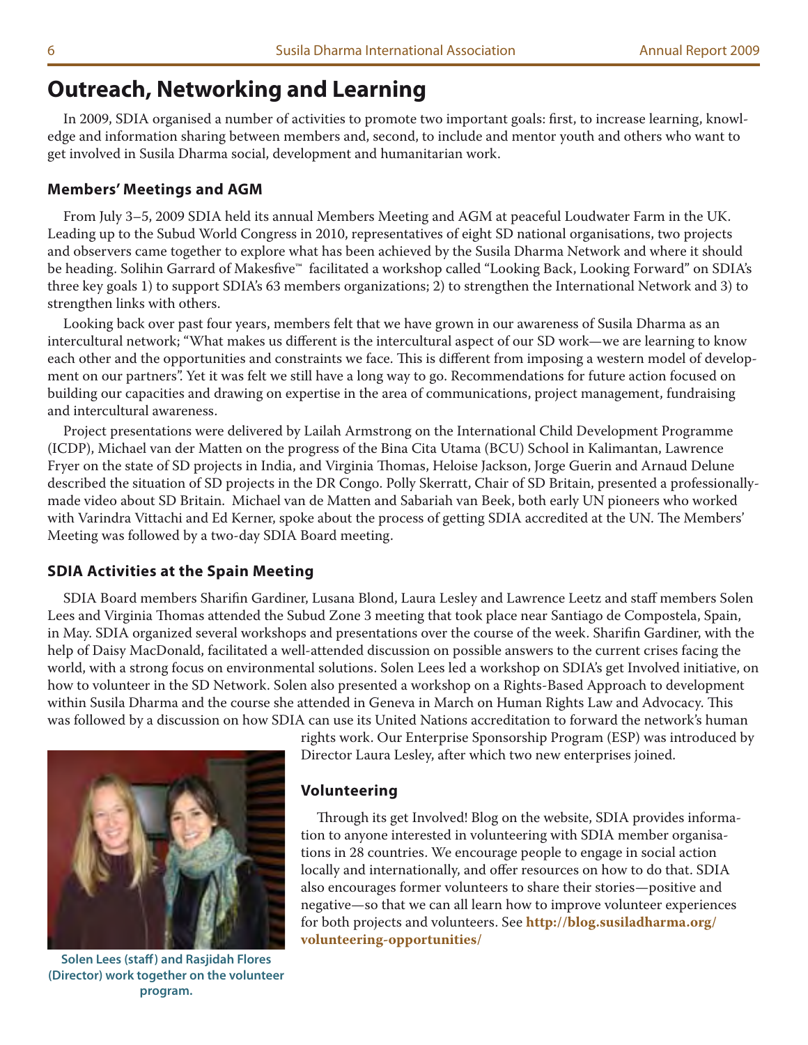## Outreach, Networking and Learning

In 2009, SDIA organised a number of activities to promote two important goals: first, to increase learning, knowledge and information sharing between members and, second, to include and mentor youth and others who want to get involved in Susila Dharma social, development and humanitarian work.

### Members' Meetings and AGM

From July 3–5, 2009 SDIA held its annual Members Meeting and AGM at peaceful Loudwater Farm in the UK. Leading up to the Subud World Congress in 2010, representatives of eight SD national organisations, two projects and observers came together to explore what has been achieved by the Susila Dharma Network and where it should be heading. Solihin Garrard of Makesfive™ facilitated a workshop called "Looking Back, Looking Forward" on SDIA's three key goals 1) to support SDIA's 63 members organizations; 2) to strengthen the International Network and 3) to strengthen links with others.

Looking back over past four years, members felt that we have grown in our awareness of Susila Dharma as an intercultural network; "What makes us different is the intercultural aspect of our SD work—we are learning to know each other and the opportunities and constraints we face. This is different from imposing a western model of development on our partners". Yet it was felt we still have a long way to go. Recommendations for future action focused on building our capacities and drawing on expertise in the area of communications, project management, fundraising and intercultural awareness.

Project presentations were delivered by Lailah Armstrong on the International Child Development Programme (ICDP), Michael van der Matten on the progress of the Bina Cita Utama (BCU) School in Kalimantan, Lawrence Fryer on the state of SD projects in India, and Virginia Thomas, Heloise Jackson, Jorge Guerin and Arnaud Delune described the situation of SD projects in the DR Congo. Polly Skerratt, Chair of SD Britain, presented a professionally-made video about SD Britain. Michael van de Matten and Sabariah van Beek, both early UN pioneers who worked with Varindra Vittachi and Ed Kerner, spoke about the process of getting SDIA accredited at the UN. The Members' Meeting was followed by a two-day SDIA Board meeting.

### SDIA Activities at the Spain Meeting

SDIA Board members Sharifin Gardiner, Lusana Blond, Laura Lesley and Lawrence Leetz and staff members Solen Lees and Virginia Thomas attended the Subud Zone 3 meeting that took place near Santiago de Compostela, Spain, in May. SDIA organized several workshops and presentations over the course of the week. Sharifin Gardiner, with the help of Daisy MacDonald, facilitated a well-attended discussion on possible answers to the current crises facing the world, with a strong focus on environmental solutions. Solen Lees led a workshop on SDIA's get Involved initiative, on how to volunteer in the SD Network. Solen also presented a workshop on a Rights-Based Approach to development within Susila Dharma and the course she attended in Geneva in March on Human Rights Law and Advocacy. This was followed by a discussion on how SDIA can use its United Nations accreditation to forward the network's human rights work. Our Enterprise Sponsorship Program (ESP) was introduced by Director Laura Lesley, after which two new enterprises joined.

**Solen Lees (staff) and Rasjidah Flores (Director) work together on the volunteer program.**

### Volunteering

Through its get Involved! Blog on the website, SDIA provides information to anyone interested in volunteering with SDIA member organisations in 28 countries. We encourage people to engage in social action locally and internationally, and offer resources on how to do that. SDIA also encourages former volunteers to share their stories—positive and negative—so that we can all learn how to improve volunteer experiences for both projects and volunteers. See **http://blog.susiladharma.org/volunteering-opportunities/**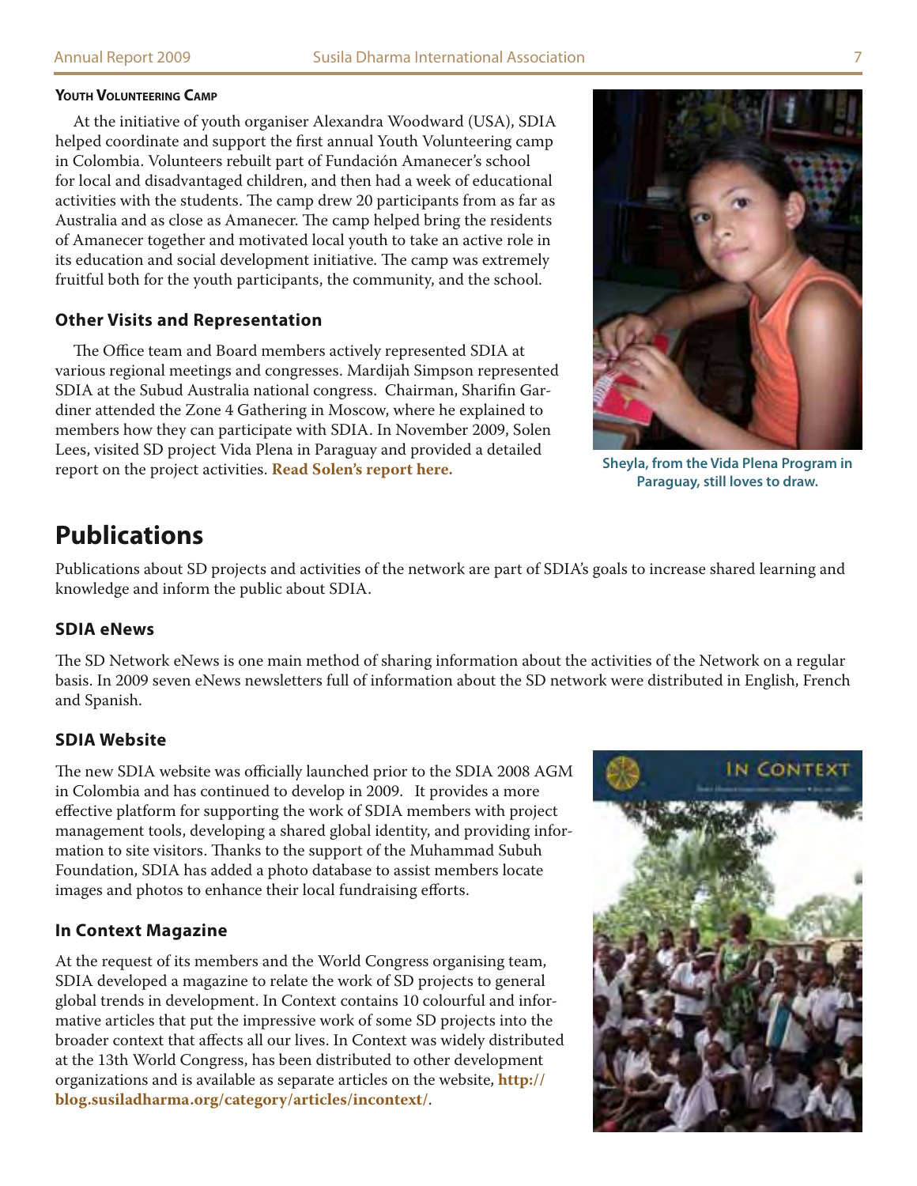### Youth Volunteering Camp

At the initiative of youth organiser Alexandra Woodward (USA), SDIA helped coordinate and support the first annual Youth Volunteering camp in Colombia. Volunteers rebuilt part of Fundación Amanecer's school for local and disadvantaged children, and then had a week of educational activities with the students. The camp drew 20 participants from as far as Australia and as close as Amanecer. The camp helped bring the residents of Amanecer together and motivated local youth to take an active role in its education and social development initiative. The camp was extremely fruitful both for the youth participants, the community, and the school.

### Other Visits and Representation

The Office team and Board members actively represented SDIA at various regional meetings and congresses. Mardijah Simpson represented SDIA at the Subud Australia national congress. Chairman, Sharifin Gardiner attended the Zone 4 Gathering in Moscow, where he explained to members how they can participate with SDIA. In November 2009, Solen Lees, visited SD project Vida Plena in Paraguay and provided a detailed report on the project activities. **Read Solen's report here.**

Sheyla, from the Vida Plena Program in Paraguay, still loves to draw.

## Publications

Publications about SD projects and activities of the network are part of SDIA's goals to increase shared learning and knowledge and inform the public about SDIA.

### SDIA eNews

The SD Network eNews is one main method of sharing information about the activities of the Network on a regular basis. In 2009 seven eNews newsletters full of information about the SD network were distributed in English, French and Spanish.

### SDIA Website

The new SDIA website was officially launched prior to the SDIA 2008 AGM in Colombia and has continued to develop in 2009. It provides a more effective platform for supporting the work of SDIA members with project management tools, developing a shared global identity, and providing information to site visitors. Thanks to the support of the Muhammad Subuh Foundation, SDIA has added a photo database to assist members locate images and photos to enhance their local fundraising efforts.

### In Context Magazine

At the request of its members and the World Congress organising team, SDIA developed a magazine to relate the work of SD projects to general global trends in development. In Context contains 10 colourful and informative articles that put the impressive work of some SD projects into the broader context that affects all our lives. In Context was widely distributed at the 13th World Congress, has been distributed to other development organizations and is available as separate articles on the website, **http://blog.susiladharma.org/category/articles/incontext/**.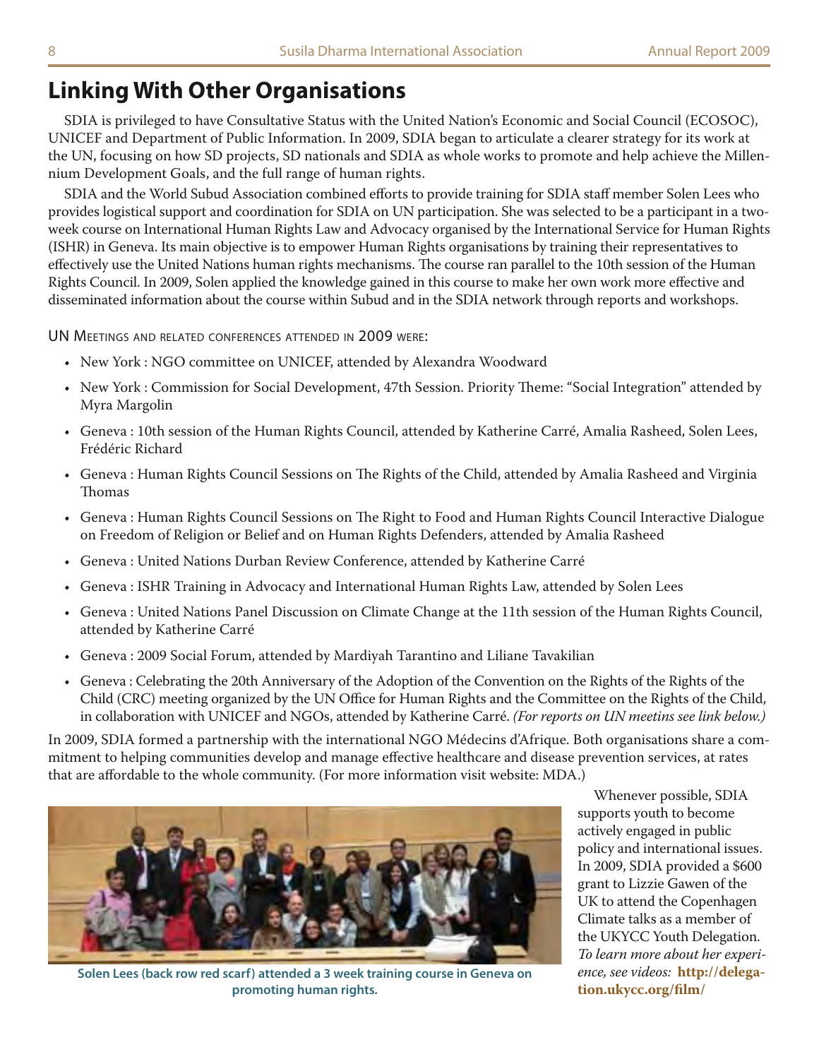# Linking With Other Organisations

SDIA is privileged to have Consultative Status with the United Nation's Economic and Social Council (ECOSOC), UNICEF and Department of Public Information. In 2009, SDIA began to articulate a clearer strategy for its work at the UN, focusing on how SD projects, SD nationals and SDIA as whole works to promote and help achieve the Millennium Development Goals, and the full range of human rights.

SDIA and the World Subud Association combined efforts to provide training for SDIA staff member Solen Lees who provides logistical support and coordination for SDIA on UN participation. She was selected to be a participant in a two-week course on International Human Rights Law and Advocacy organised by the International Service for Human Rights (ISHR) in Geneva. Its main objective is to empower Human Rights organisations by training their representatives to effectively use the United Nations human rights mechanisms. The course ran parallel to the 10th session of the Human Rights Council. In 2009, Solen applied the knowledge gained in this course to make her own work more effective and disseminated information about the course within Subud and in the SDIA network through reports and workshops.

UN Meetings and related conferences attended in 2009 were:

- New York : NGO committee on UNICEF, attended by Alexandra Woodward
- New York : Commission for Social Development, 47th Session. Priority Theme: "Social Integration" attended by Myra Margolin
- Geneva : 10th session of the Human Rights Council, attended by Katherine Carré, Amalia Rasheed, Solen Lees, Frédéric Richard
- Geneva : Human Rights Council Sessions on The Rights of the Child, attended by Amalia Rasheed and Virginia Thomas
- Geneva : Human Rights Council Sessions on The Right to Food and Human Rights Council Interactive Dialogue on Freedom of Religion or Belief and on Human Rights Defenders, attended by Amalia Rasheed
- Geneva : United Nations Durban Review Conference, attended by Katherine Carré
- Geneva : ISHR Training in Advocacy and International Human Rights Law, attended by Solen Lees
- Geneva : United Nations Panel Discussion on Climate Change at the 11th session of the Human Rights Council, attended by Katherine Carré
- Geneva : 2009 Social Forum, attended by Mardiyah Tarantino and Liliane Tavakilian
- Geneva : Celebrating the 20th Anniversary of the Adoption of the Convention on the Rights of the Rights of the Child (CRC) meeting organized by the UN Office for Human Rights and the Committee on the Rights of the Child, in collaboration with UNICEF and NGOs, attended by Katherine Carré. *(For reports on UN meetins see link below.)*

In 2009, SDIA formed a partnership with the international NGO Médecins d'Afrique. Both organisations share a commitment to helping communities develop and manage effective healthcare and disease prevention services, at rates that are affordable to the whole community. (For more information visit website: MDA.)

**Solen Lees (back row red scarf) attended a 3 week training course in Geneva on promoting human rights.**

Whenever possible, SDIA supports youth to become actively engaged in public policy and international issues. In 2009, SDIA provided a $600 grant to Lizzie Gawen of the UK to attend the Copenhagen Climate talks as a member of the UKYCC Youth Delegation. *To learn more about her experience, see videos:* **http://delegation.ukycc.org/film/**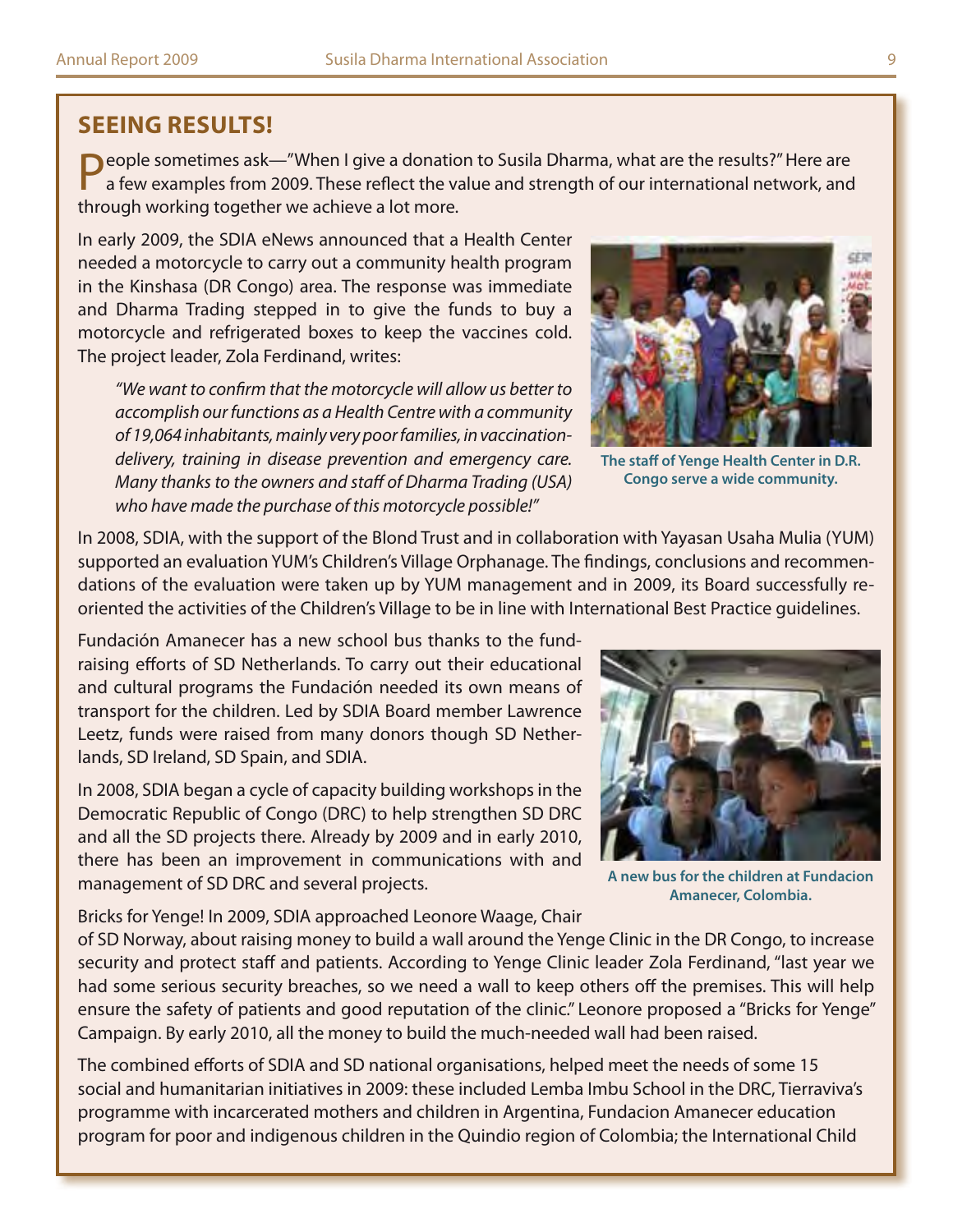## SEEING RESULTS!

People sometimes ask—"When I give a donation to Susila Dharma, what are the results?" Here are a few examples from 2009. These reflect the value and strength of our international network, and through working together we achieve a lot more.

In early 2009, the SDIA eNews announced that a Health Center needed a motorcycle to carry out a community health program in the Kinshasa (DR Congo) area. The response was immediate and Dharma Trading stepped in to give the funds to buy a motorcycle and refrigerated boxes to keep the vaccines cold. The project leader, Zola Ferdinand, writes:

> *"We want to confirm that the motorcycle will allow us better to accomplish our functions as a Health Centre with a community of 19,064 inhabitants, mainly very poor families, in vaccination-delivery, training in disease prevention and emergency care. Many thanks to the owners and staff of Dharma Trading (USA) who have made the purchase of this motorcycle possible!"*

**The staff of Yenge Health Center in D.R. Congo serve a wide community.**

In 2008, SDIA, with the support of the Blond Trust and in collaboration with Yayasan Usaha Mulia (YUM) supported an evaluation YUM's Children's Village Orphanage. The findings, conclusions and recommendations of the evaluation were taken up by YUM management and in 2009, its Board successfully re-oriented the activities of the Children's Village to be in line with International Best Practice guidelines.

Fundación Amanecer has a new school bus thanks to the fund-raising efforts of SD Netherlands. To carry out their educational and cultural programs the Fundación needed its own means of transport for the children. Led by SDIA Board member Lawrence Leetz, funds were raised from many donors though SD Netherlands, SD Ireland, SD Spain, and SDIA.

In 2008, SDIA began a cycle of capacity building workshops in the Democratic Republic of Congo (DRC) to help strengthen SD DRC and all the SD projects there. Already by 2009 and in early 2010, there has been an improvement in communications with and management of SD DRC and several projects.

**A new bus for the children at Fundacion Amanecer, Colombia.**

Bricks for Yenge! In 2009, SDIA approached Leonore Waage, Chair of SD Norway, about raising money to build a wall around the Yenge Clinic in the DR Congo, to increase security and protect staff and patients. According to Yenge Clinic leader Zola Ferdinand, "last year we had some serious security breaches, so we need a wall to keep others off the premises. This will help ensure the safety of patients and good reputation of the clinic." Leonore proposed a "Bricks for Yenge" Campaign. By early 2010, all the money to build the much-needed wall had been raised.

The combined efforts of SDIA and SD national organisations, helped meet the needs of some 15 social and humanitarian initiatives in 2009: these included Lemba Imbu School in the DRC, Tierraviva's programme with incarcerated mothers and children in Argentina, Fundacion Amanecer education program for poor and indigenous children in the Quindio region of Colombia; the International Child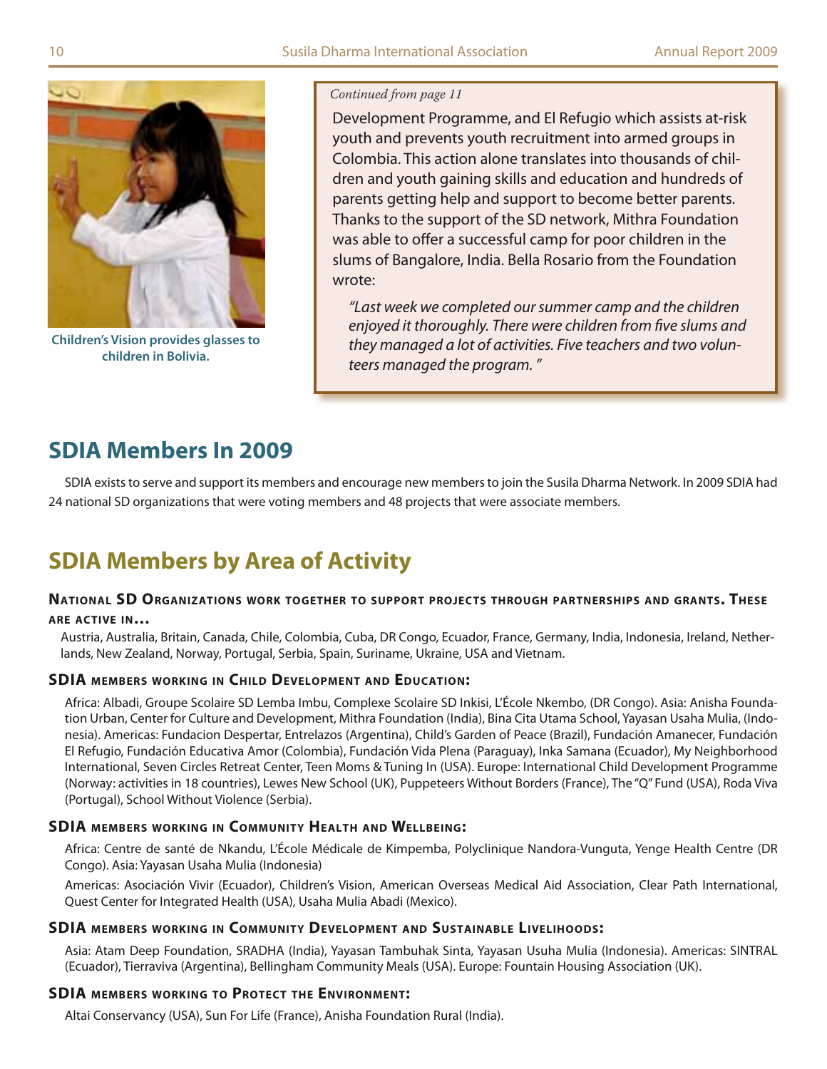Children's Vision provides glasses to children in Bolivia.

*Continued from page 11*

Development Programme, and El Refugio which assists at-risk youth and prevents youth recruitment into armed groups in Colombia. This action alone translates into thousands of children and youth gaining skills and education and hundreds of parents getting help and support to become better parents. Thanks to the support of the SD network, Mithra Foundation was able to offer a successful camp for poor children in the slums of Bangalore, India. Bella Rosario from the Foundation wrote:

> *"Last week we completed our summer camp and the children enjoyed it thoroughly. There were children from five slums and they managed a lot of activities. Five teachers and two volunteers managed the program. "*

## SDIA Members In 2009

SDIA exists to serve and support its members and encourage new members to join the Susila Dharma Network. In 2009 SDIA had 24 national SD organizations that were voting members and 48 projects that were associate members.

## SDIA Members by Area of Activity

### National SD Organizations work together to support projects through partnerships and grants. These are active in…

Austria, Australia, Britain, Canada, Chile, Colombia, Cuba, DR Congo, Ecuador, France, Germany, India, Indonesia, Ireland, Netherlands, New Zealand, Norway, Portugal, Serbia, Spain, Suriname, Ukraine, USA and Vietnam.

### SDIA members working in Child Development and Education:

Africa: Albadi, Groupe Scolaire SD Lemba Imbu, Complexe Scolaire SD Inkisi, L'École Nkembo, (DR Congo). Asia: Anisha Foundation Urban, Center for Culture and Development, Mithra Foundation (India), Bina Cita Utama School, Yayasan Usaha Mulia, (Indonesia). Americas: Fundacion Despertar, Entrelazos (Argentina), Child's Garden of Peace (Brazil), Fundación Amanecer, Fundación El Refugio, Fundación Educativa Amor (Colombia), Fundación Vida Plena (Paraguay), Inka Samana (Ecuador), My Neighborhood International, Seven Circles Retreat Center, Teen Moms & Tuning In (USA). Europe: International Child Development Programme (Norway: activities in 18 countries), Lewes New School (UK), Puppeteers Without Borders (France), The "Q" Fund (USA), Roda Viva (Portugal), School Without Violence (Serbia).

### SDIA members working in Community Health and Wellbeing:

Africa: Centre de santé de Nkandu, L'École Médicale de Kimpemba, Polyclinique Nandora-Vunguta, Yenge Health Centre (DR Congo). Asia: Yayasan Usaha Mulia (Indonesia)

Americas: Asociación Vivir (Ecuador), Children's Vision, American Overseas Medical Aid Association, Clear Path International, Quest Center for Integrated Health (USA), Usaha Mulia Abadi (Mexico).

### SDIA members working in Community Development and Sustainable Livelihoods:

Asia: Atam Deep Foundation, SRADHA (India), Yayasan Tambuhak Sinta, Yayasan Usuha Mulia (Indonesia). Americas: SINTRAL (Ecuador), Tierraviva (Argentina), Bellingham Community Meals (USA). Europe: Fountain Housing Association (UK).

### SDIA members working to Protect the Environment:

Altai Conservancy (USA), Sun For Life (France), Anisha Foundation Rural (India).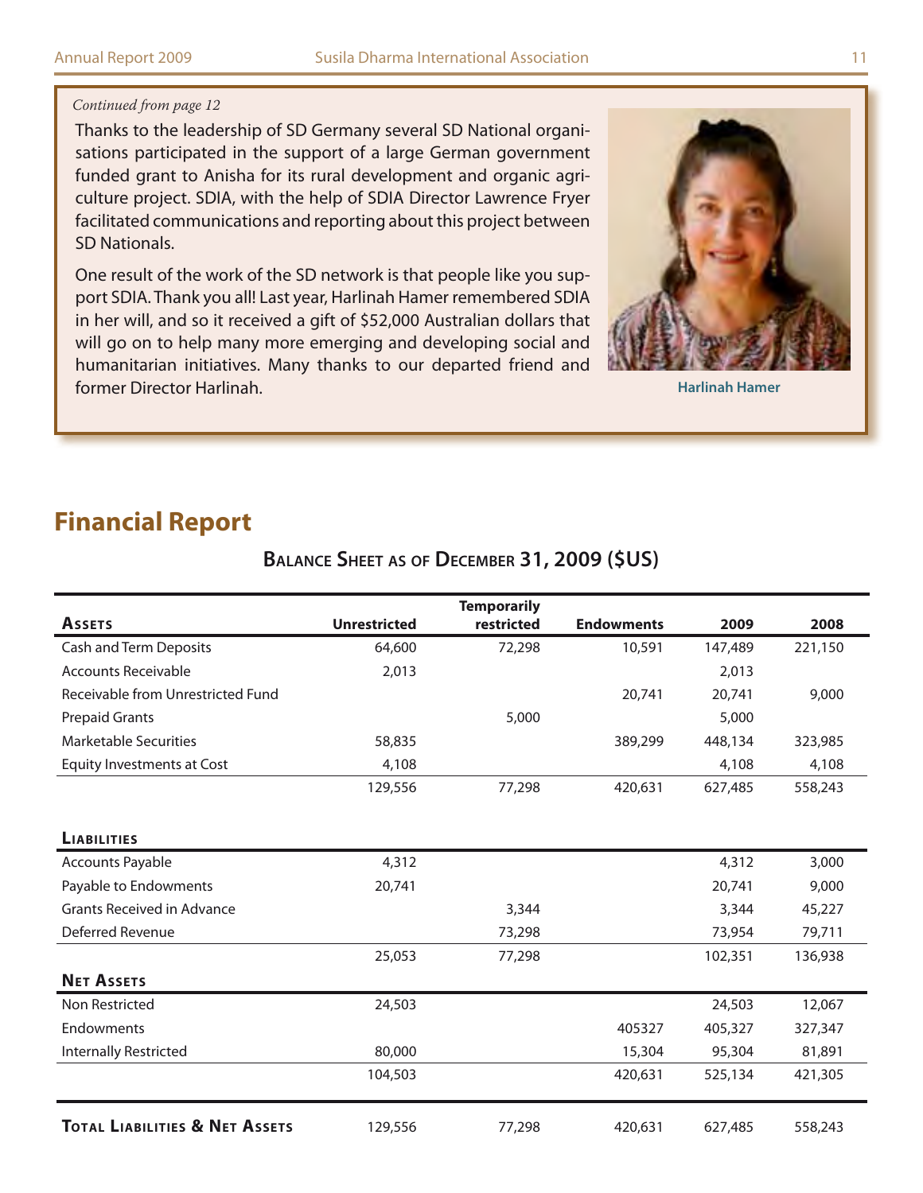*Continued from page 12*

Thanks to the leadership of SD Germany several SD National organisations participated in the support of a large German government funded grant to Anisha for its rural development and organic agriculture project. SDIA, with the help of SDIA Director Lawrence Fryer facilitated communications and reporting about this project between SD Nationals.

One result of the work of the SD network is that people like you support SDIA. Thank you all! Last year, Harlinah Hamer remembered SDIA in her will, and so it received a gift of $52,000 Australian dollars that will go on to help many more emerging and developing social and humanitarian initiatives. Many thanks to our departed friend and former Director Harlinah.

Harlinah Hamer

# Financial Report

## Balance Sheet as of December 31, 2009 ($US)

| Assets | Unrestricted | Temporarily restricted | Endowments | 2009 | 2008 |
|---|---|---|---|---|---|
| Cash and Term Deposits | 64,600 | 72,298 | 10,591 | 147,489 | 221,150 |
| Accounts Receivable | 2,013 | | | 2,013 | |
| Receivable from Unrestricted Fund | | | 20,741 | 20,741 | 9,000 |
| Prepaid Grants | | 5,000 | | 5,000 | |
| Marketable Securities | 58,835 | | 389,299 | 448,134 | 323,985 |
| Equity Investments at Cost | 4,108 | | | 4,108 | 4,108 |
| | 129,556 | 77,298 | 420,631 | 627,485 | 558,243 |
| **Liabilities** | | | | | |
| Accounts Payable | 4,312 | | | 4,312 | 3,000 |
| Payable to Endowments | 20,741 | | | 20,741 | 9,000 |
| Grants Received in Advance | | 3,344 | | 3,344 | 45,227 |
| Deferred Revenue | | 73,298 | | 73,954 | 79,711 |
| | 25,053 | 77,298 | | 102,351 | 136,938 |
| **Net Assets** | | | | | |
| Non Restricted | 24,503 | | | 24,503 | 12,067 |
| Endowments | | | 405327 | 405,327 | 327,347 |
| Internally Restricted | 80,000 | | 15,304 | 95,304 | 81,891 |
| | 104,503 | | 420,631 | 525,134 | 421,305 |
| **Total Liabilities & Net Assets** | 129,556 | 77,298 | 420,631 | 627,485 | 558,243 |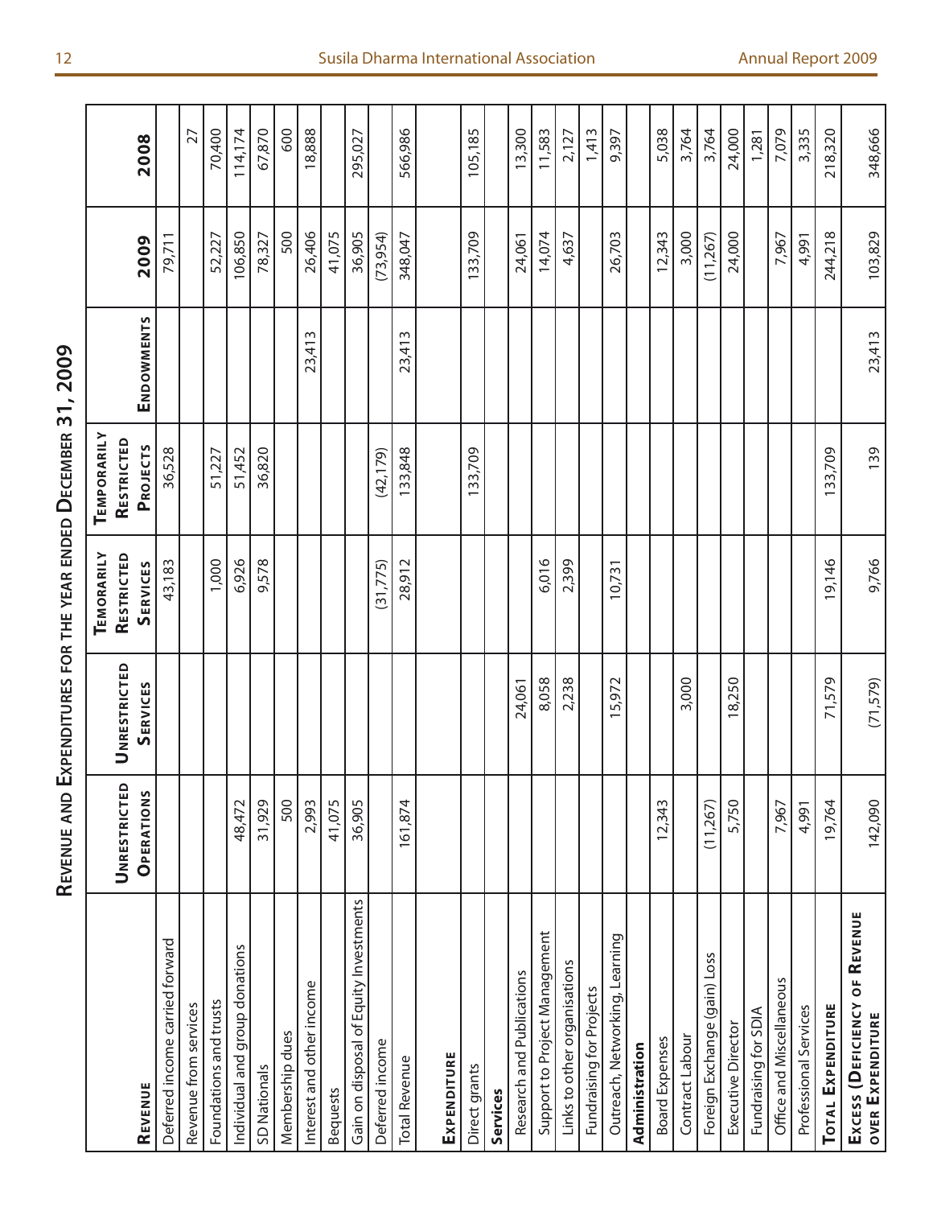## Revenue and Expenditures for the year ended December 31, 2009

| Revenue | Unrestricted Operations | Unrestricted Services | Temorarily Restricted Services | Temporarily Restricted Projects | Endowments | 2009 | 2008 |
|---|---|---|---|---|---|---|---|
| Deferred income carried forward | | | 43,183 | 36,528 | | 79,711 | |
| Revenue from services | | | | | | | 27 |
| Foundations and trusts | | | 1,000 | 51,227 | | 52,227 | 70,400 |
| Individual and group donations | 48,472 | | 6,926 | 51,452 | | 106,850 | 114,174 |
| SD Nationals | 31,929 | | 9,578 | 36,820 | | 78,327 | 67,870 |
| Membership dues | 500 | | | | | 500 | 600 |
| Interest and other income | 2,993 | | | | 23,413 | 26,406 | 18,888 |
| Bequests | 41,075 | | | | | 41,075 | |
| Gain on disposal of Equity Investments | 36,905 | | | | | 36,905 | 295,027 |
| Deferred income | | | (31,775) | (42,179) | | (73,954) | |
| Total Revenue | 161,874 | | 28,912 | 133,848 | 23,413 | 348,047 | 566,986 |
| | | | | | | | |
| **Expenditure** | | | | | | | |
| Direct grants | | | | 133,709 | | 133,709 | 105,185 |
| **Services** | | | | | | | |
| Research and Publications | | 24,061 | | | | 24,061 | 13,300 |
| Support to Project Management | | 8,058 | 6,016 | | | 14,074 | 11,583 |
| Links to other organisations | | 2,238 | 2,399 | | | 4,637 | 2,127 |
| Fundraising for Projects | | | | | | | 1,413 |
| Outreach, Networking, Learning | | 15,972 | 10,731 | | | 26,703 | 9,397 |
| **Administration** | | | | | | | |
| Board Expenses | 12,343 | | | | | 12,343 | 5,038 |
| Contract Labour | | 3,000 | | | | 3,000 | 3,764 |
| Foreign Exchange (gain) Loss | (11,267) | | | | | (11,267) | 3,764 |
| Executive Director | 5,750 | 18,250 | | | | 24,000 | 24,000 |
| Fundraising for SDIA | | | | | | | 1,281 |
| Office and Miscellaneous | 7,967 | | | | | 7,967 | 7,079 |
| Professional Services | 4,991 | | | | | 4,991 | 3,335 |
| **Total Expenditure** | 19,764 | 71,579 | 19,146 | 133,709 | | 244,218 | 218,320 |
| **Excess (Deficiency of Revenue over Expenditure** | 142,090 | (71,579) | 9,766 | 139 | 23,413 | 103,829 | 348,666 |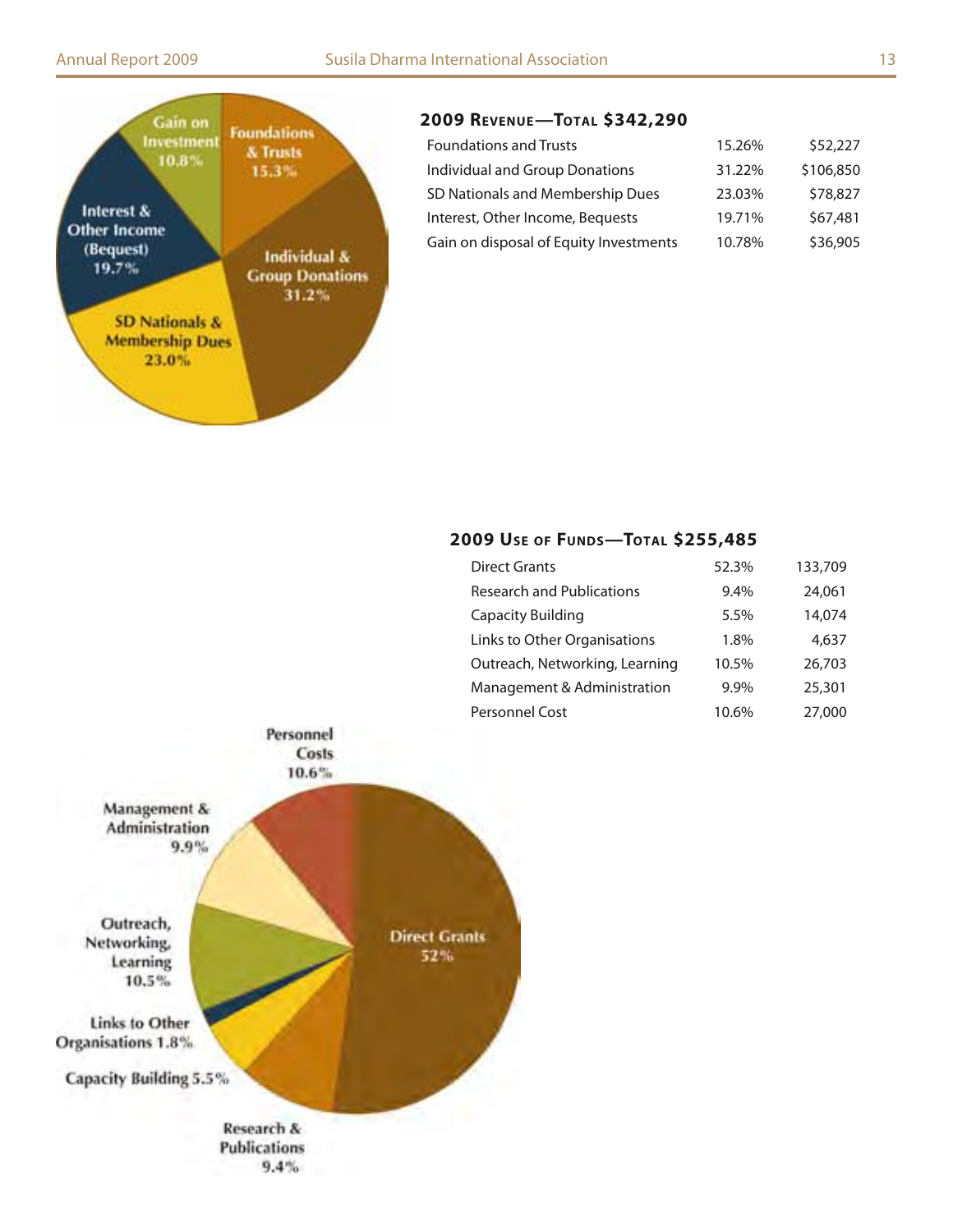## 2009 Revenue—Total $342,290

| | | |
|---|---|---|
| Foundations and Trusts | 15.26% | $52,227 |
| Individual and Group Donations | 31.22% | $106,850 |
| SD Nationals and Membership Dues | 23.03% | $78,827 |
| Interest, Other Income, Bequests | 19.71% | $67,481 |
| Gain on disposal of Equity Investments | 10.78% | $36,905 |

## 2009 Use of Funds—Total $255,485

| | | |
|---|---|---|
| Direct Grants | 52.3% | 133,709 |
| Research and Publications | 9.4% | 24,061 |
| Capacity Building | 5.5% | 14,074 |
| Links to Other Organisations | 1.8% | 4,637 |
| Outreach, Networking, Learning | 10.5% | 26,703 |
| Management & Administration | 9.9% | 25,301 |
| Personnel Cost | 10.6% | 27,000 |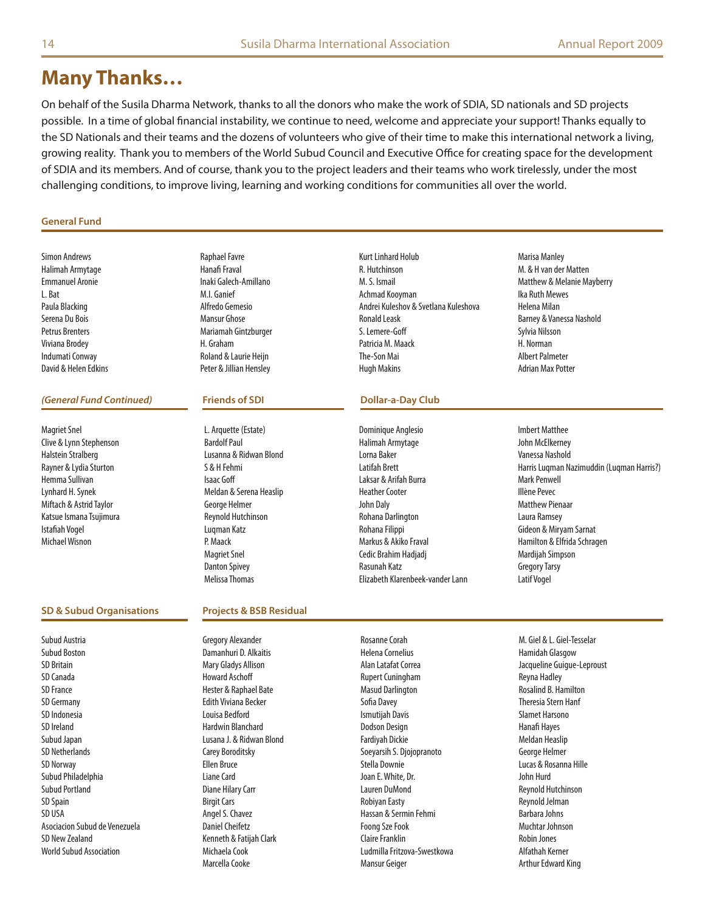# Many Thanks…

On behalf of the Susila Dharma Network, thanks to all the donors who make the work of SDIA, SD nationals and SD projects possible. In a time of global financial instability, we continue to need, welcome and appreciate your support! Thanks equally to the SD Nationals and their teams and the dozens of volunteers who give of their time to make this international network a living, growing reality. Thank you to members of the World Subud Council and Executive Office for creating space for the development of SDIA and its members. And of course, thank you to the project leaders and their teams who work tirelessly, under the most challenging conditions, to improve living, learning and working conditions for communities all over the world.

## General Fund

Simon Andrews
Halimah Armytage
Emmanuel Aronie
L. Bat
Paula Blacking
Serena Du Bois
Petrus Brenters
Viviana Brodey
Indumati Conway
David & Helen Edkins
Raphael Favre
Hanafi Fraval
Inaki Galech-Amillano
M.I. Ganief
Alfredo Gemesio
Mansur Ghose
Mariamah Gintzburger
H. Graham
Roland & Laurie Heijn
Peter & Jillian Hensley
Kurt Linhard Holub
R. Hutchinson
M. S. Ismail
Achmad Kooyman
Andrei Kuleshov & Svetlana Kuleshova
Ronald Leask
S. Lemere-Goff
Patricia M. Maack
The-Son Mai
Hugh Makins
Marisa Manley
M. & H van der Matten
Matthew & Melanie Mayberry
Ika Ruth Mewes
Helena Milan
Barney & Vanessa Nashold
Sylvia Nilsson
H. Norman
Albert Palmeter
Adrian Max Potter

### *(General Fund Continued)*

Magriet Snel
Clive & Lynn Stephenson
Halstein Stralberg
Rayner & Lydia Sturton
Hemma Sullivan
Lynhard H. Synek
Miftach & Astrid Taylor
Katsue Ismana Tsujimura
Istafiah Vogel
Michael Wisnon

## Friends of SDI

L. Arquette (Estate)
Bardolf Paul
Lusanna & Ridwan Blond
S & H Fehmi
Isaac Goff
Meldan & Serena Heaslip
George Helmer
Reynold Hutchinson
Luqman Katz
P. Maack
Magriet Snel
Danton Spivey
Melissa Thomas

## Dollar-a-Day Club

Dominique Anglesio
Halimah Armytage
Lorna Baker
Latifah Brett
Laksar & Arifah Burra
Heather Cooter
John Daly
Rohana Darlington
Rohana Filippi
Markus & Akiko Fraval
Cedic Brahim Hadjadj
Rasunah Katz
Elizabeth Klarenbeek-vander Lann
Imbert Matthee
John McElkerney
Vanessa Nashold
Harris Luqman Nazimuddin (Luqman Harris?)
Mark Penwell
Illène Pevec
Matthew Pienaar
Laura Ramsey
Gideon & Miryam Sarnat
Hamilton & Elfrida Schragen
Mardijah Simpson
Gregory Tarsy
Latif Vogel

## SD & Subud Organisations

Subud Austria
Subud Boston
SD Britain
SD Canada
SD France
SD Germany
SD Indonesia
SD Ireland
Subud Japan
SD Netherlands
SD Norway
Subud Philadelphia
Subud Portland
SD Spain
SD USA
Asociacion Subud de Venezuela
SD New Zealand
World Subud Association

## Projects & BSB Residual

Gregory Alexander
Damanhuri D. Alkaitis
Mary Gladys Allison
Howard Aschoff
Hester & Raphael Bate
Edith Viviana Becker
Louisa Bedford
Hardwin Blanchard
Lusana J. & Ridwan Blond
Carey Boroditsky
Ellen Bruce
Liane Card
Diane Hilary Carr
Birgit Cars
Angel S. Chavez
Daniel Cheifetz
Kenneth & Fatijah Clark
Michaela Cook
Marcella Cooke
Rosanne Corah
Helena Cornelius
Alan Latafat Correa
Rupert Cuningham
Masud Darlington
Sofia Davey
Ismutijah Davis
Dodson Design
Fardiyah Dickie
Soeyarsih S. Djojopranoto
Stella Downie
Joan E. White, Dr.
Lauren DuMond
Robiyan Easty
Hassan & Sermin Fehmi
Foong Sze Fook
Claire Franklin
Ludmilla Fritzova-Swestkowa
Mansur Geiger
M. Giel & L. Giel-Tesselar
Hamidah Glasgow
Jacqueline Guigue-Leproust
Reyna Hadley
Rosalind B. Hamilton
Theresia Stern Hanf
Slamet Harsono
Hanafi Hayes
Meldan Heaslip
George Helmer
Lucas & Rosanna Hille
John Hurd
Reynold Hutchinson
Reynold Jelman
Barbara Johns
Muchtar Johnson
Robin Jones
Alfathah Kerner
Arthur Edward King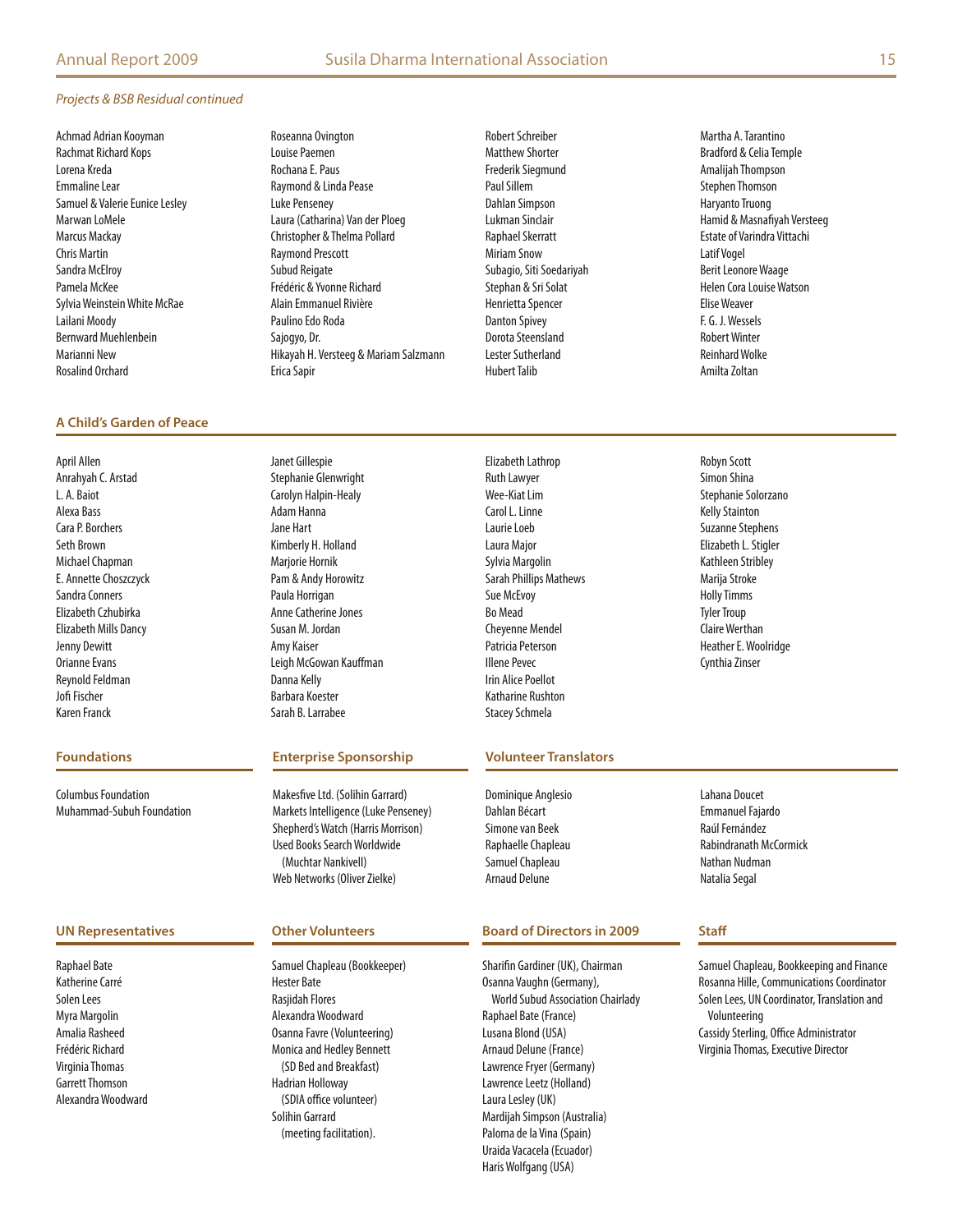*Projects & BSB Residual continued*

Achmad Adrian Kooyman
Rachmat Richard Kops
Lorena Kreda
Emmaline Lear
Samuel & Valerie Eunice Lesley
Marwan LoMele
Marcus Mackay
Chris Martin
Sandra McElroy
Pamela McKee
Sylvia Weinstein White McRae
Lailani Moody
Bernward Muehlenbein
Marianni New
Rosalind Orchard
Roseanna Ovington
Louise Paemen
Rochana E. Paus
Raymond & Linda Pease
Luke Penseney
Laura (Catharina) Van der Ploeg
Christopher & Thelma Pollard
Raymond Prescott
Subud Reigate
Frédéric & Yvonne Richard
Alain Emmanuel Rivière
Paulino Edo Roda
Sajogyo, Dr.
Hikayah H. Versteeg & Mariam Salzmann
Erica Sapir
Robert Schreiber
Matthew Shorter
Frederik Siegmund
Paul Sillem
Dahlan Simpson
Lukman Sinclair
Raphael Skerratt
Miriam Snow
Subagio, Siti Soedariyah
Stephan & Sri Solat
Henrietta Spencer
Danton Spivey
Dorota Steensland
Lester Sutherland
Hubert Talib
Martha A. Tarantino
Bradford & Celia Temple
Amalijah Thompson
Stephen Thomson
Haryanto Truong
Hamid & Masnafiyah Versteeg
Estate of Varindra Vittachi
Latif Vogel
Berit Leonore Waage
Helen Cora Louise Watson
Elise Weaver
F. G. J. Wessels
Robert Winter
Reinhard Wolke
Amilta Zoltan

## A Child's Garden of Peace

April Allen
Anrahyah C. Arstad
L. A. Baiot
Alexa Bass
Cara P. Borchers
Seth Brown
Michael Chapman
E. Annette Choszczyck
Sandra Conners
Elizabeth Czhubirka
Elizabeth Mills Dancy
Jenny Dewitt
Orianne Evans
Reynold Feldman
Jofi Fischer
Karen Franck
Janet Gillespie
Stephanie Glenwright
Carolyn Halpin-Healy
Adam Hanna
Jane Hart
Kimberly H. Holland
Marjorie Hornik
Pam & Andy Horowitz
Paula Horrigan
Anne Catherine Jones
Susan M. Jordan
Amy Kaiser
Leigh McGowan Kauffman
Danna Kelly
Barbara Koester
Sarah B. Larrabee
Elizabeth Lathrop
Ruth Lawyer
Wee-Kiat Lim
Carol L. Linne
Laurie Loeb
Laura Major
Sylvia Margolin
Sarah Phillips Mathews
Sue McEvoy
Bo Mead
Cheyenne Mendel
Patricia Peterson
Illene Pevec
Irin Alice Poellot
Katharine Rushton
Stacey Schmela
Robyn Scott
Simon Shina
Stephanie Solorzano
Kelly Stainton
Suzanne Stephens
Elizabeth L. Stigler
Kathleen Stribley
Marija Stroke
Holly Timms
Tyler Troup
Claire Werthan
Heather E. Woolridge
Cynthia Zinser

## Foundations

Columbus Foundation
Muhammad-Subuh Foundation

## Enterprise Sponsorship

Makesfive Ltd. (Solihin Garrard)
Markets Intelligence (Luke Penseney)
Shepherd's Watch (Harris Morrison)
Used Books Search Worldwide (Muchtar Nankivell)
Web Networks (Oliver Zielke)

## Volunteer Translators

Dominique Anglesio
Dahlan Bécart
Simone van Beek
Raphaelle Chapleau
Samuel Chapleau
Arnaud Delune
Lahana Doucet
Emmanuel Fajardo
Raúl Fernández
Rabindranath McCormick
Nathan Nudman
Natalia Segal

## UN Representatives

Raphael Bate
Katherine Carré
Solen Lees
Myra Margolin
Amalia Rasheed
Frédéric Richard
Virginia Thomas
Garrett Thomson
Alexandra Woodward

## Other Volunteers

Samuel Chapleau (Bookkeeper)
Hester Bate
Rasjidah Flores
Alexandra Woodward
Osanna Favre (Volunteering)
Monica and Hedley Bennett (SD Bed and Breakfast)
Hadrian Holloway (SDIA office volunteer)
Solihin Garrard (meeting facilitation).

## Board of Directors in 2009

Sharifin Gardiner (UK), Chairman
Osanna Vaughn (Germany), World Subud Association Chairlady
Raphael Bate (France)
Lusana Blond (USA)
Arnaud Delune (France)
Lawrence Fryer (Germany)
Lawrence Leetz (Holland)
Laura Lesley (UK)
Mardijah Simpson (Australia)
Paloma de la Vina (Spain)
Uraida Vacacela (Ecuador)
Haris Wolfgang (USA)

## Staff

Samuel Chapleau, Bookkeeping and Finance
Rosanna Hille, Communications Coordinator
Solen Lees, UN Coordinator, Translation and Volunteering
Cassidy Sterling, Office Administrator
Virginia Thomas, Executive Director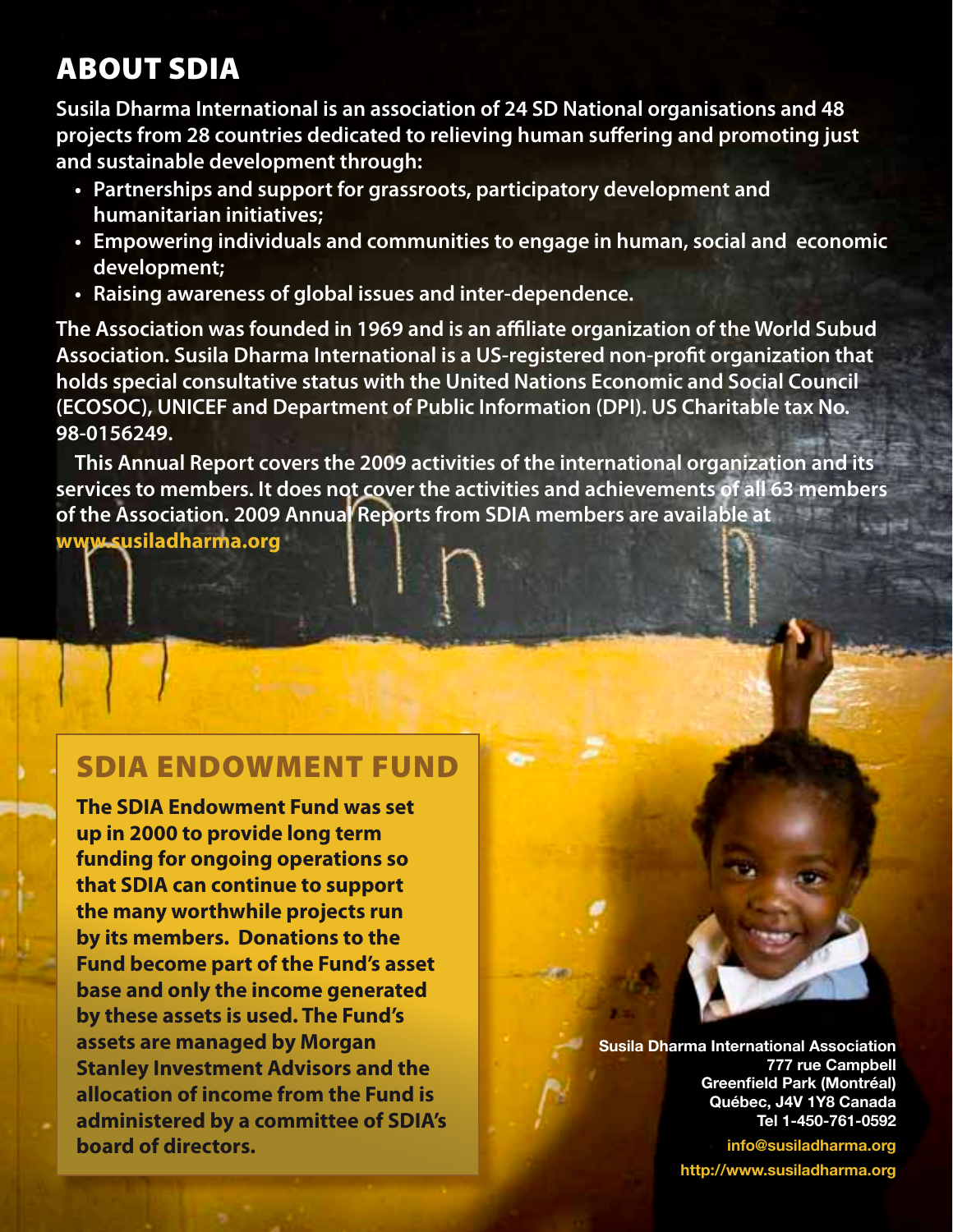# ABOUT SDIA

**Susila Dharma International is an association of 24 SD National organisations and 48 projects from 28 countries dedicated to relieving human suffering and promoting just and sustainable development through:**

- **Partnerships and support for grassroots, participatory development and humanitarian initiatives;**
- **Empowering individuals and communities to engage in human, social and economic development;**
- **Raising awareness of global issues and inter-dependence.**

**The Association was founded in 1969 and is an affiliate organization of the World Subud Association. Susila Dharma International is a US-registered non-profit organization that holds special consultative status with the United Nations Economic and Social Council (ECOSOC), UNICEF and Department of Public Information (DPI). US Charitable tax No. 98-0156249.**

**This Annual Report covers the 2009 activities of the international organization and its services to members. It does not cover the activities and achievements of all 63 members of the Association. 2009 Annual Reports from SDIA members are available at www.susiladharma.org**

## SDIA ENDOWMENT FUND

**The SDIA Endowment Fund was set up in 2000 to provide long term funding for ongoing operations so that SDIA can continue to support the many worthwhile projects run by its members. Donations to the Fund become part of the Fund's asset base and only the income generated by these assets is used. The Fund's assets are managed by Morgan Stanley Investment Advisors and the allocation of income from the Fund is administered by a committee of SDIA's board of directors.**

**Susila Dharma International Association**
**777 rue Campbell**
**Greenfield Park (Montréal)**
**Québec, J4V 1Y8 Canada**
**Tel 1-450-761-0592**

**info@susiladharma.org**
**http://www.susiladharma.org**